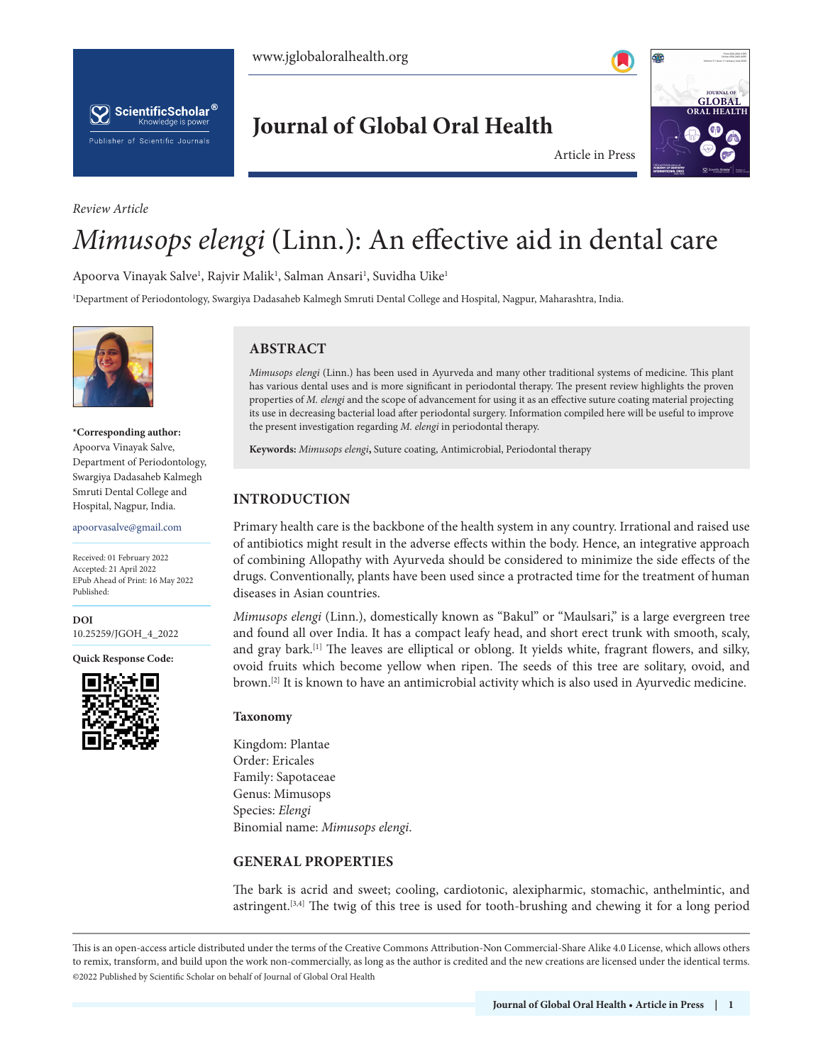*Review Article*

# *Mimusops elengi* (Linn.): An effective aid in dental care

Apoorva Vinayak Salve[1], Rajvir Malik[1], Salman Ansari[1], Suvidha Uike[1]

[1]Department of Periodontology, Swargiya Dadasaheb Kalmegh Smruti Dental College and Hospital, Nagpur, Maharashtra, India.

**\*Corresponding author:**
Apoorva Vinayak Salve,
Department of Periodontology,
Swargiya Dadasaheb Kalmegh Smruti Dental College and Hospital, Nagpur, India.

apoorvasalve@gmail.com

Received: 01 February 2022
Accepted: 21 April 2022
EPub Ahead of Print: 16 May 2022
Published:

**DOI**
10.25259/JGOH_4_2022

**Quick Response Code:**

## ABSTRACT

*Mimusops elengi* (Linn.) has been used in Ayurveda and many other traditional systems of medicine. This plant has various dental uses and is more significant in periodontal therapy. The present review highlights the proven properties of *M. elengi* and the scope of advancement for using it as an effective suture coating material projecting its use in decreasing bacterial load after periodontal surgery. Information compiled here will be useful to improve the present investigation regarding *M. elengi* in periodontal therapy.

**Keywords:** *Mimusops elengi***,** Suture coating, Antimicrobial, Periodontal therapy

## INTRODUCTION

Primary health care is the backbone of the health system in any country. Irrational and raised use of antibiotics might result in the adverse effects within the body. Hence, an integrative approach of combining Allopathy with Ayurveda should be considered to minimize the side effects of the drugs. Conventionally, plants have been used since a protracted time for the treatment of human diseases in Asian countries.

*Mimusops elengi* (Linn.), domestically known as "Bakul" or "Maulsari," is a large evergreen tree and found all over India. It has a compact leafy head, and short erect trunk with smooth, scaly, and gray bark.[1] The leaves are elliptical or oblong. It yields white, fragrant flowers, and silky, ovoid fruits which become yellow when ripen. The seeds of this tree are solitary, ovoid, and brown.[2] It is known to have an antimicrobial activity which is also used in Ayurvedic medicine.

### Taxonomy

Kingdom: Plantae
Order: Ericales
Family: Sapotaceae
Genus: Mimusops
Species: *Elengi*
Binomial name: *Mimusops elengi*.

## GENERAL PROPERTIES

The bark is acrid and sweet; cooling, cardiotonic, alexipharmic, stomachic, anthelmintic, and astringent.[3,4] The twig of this tree is used for tooth-brushing and chewing it for a long period

This is an open-access article distributed under the terms of the Creative Commons Attribution-Non Commercial-Share Alike 4.0 License, which allows others to remix, transform, and build upon the work non-commercially, as long as the author is credited and the new creations are licensed under the identical terms.
©2022 Published by Scientific Scholar on behalf of Journal of Global Oral Health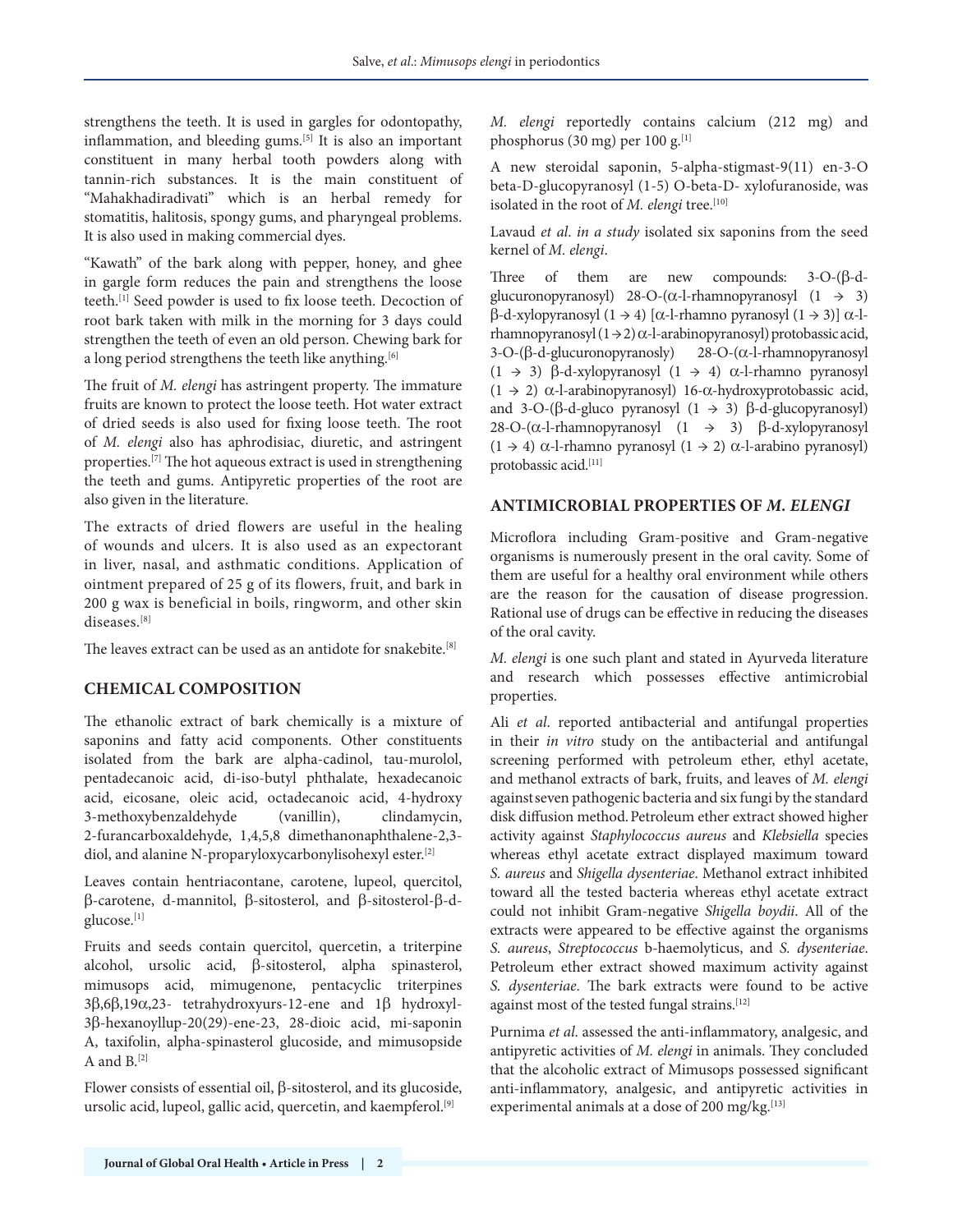strengthens the teeth. It is used in gargles for odontopathy, inflammation, and bleeding gums.[5] It is also an important constituent in many herbal tooth powders along with tannin-rich substances. It is the main constituent of "Mahakhadiradivati" which is an herbal remedy for stomatitis, halitosis, spongy gums, and pharyngeal problems. It is also used in making commercial dyes.

"Kawath" of the bark along with pepper, honey, and ghee in gargle form reduces the pain and strengthens the loose teeth.[1] Seed powder is used to fix loose teeth. Decoction of root bark taken with milk in the morning for 3 days could strengthen the teeth of even an old person. Chewing bark for a long period strengthens the teeth like anything.[6]

The fruit of *M. elengi* has astringent property. The immature fruits are known to protect the loose teeth. Hot water extract of dried seeds is also used for fixing loose teeth. The root of *M. elengi* also has aphrodisiac, diuretic, and astringent properties.[7] The hot aqueous extract is used in strengthening the teeth and gums. Antipyretic properties of the root are also given in the literature.

The extracts of dried flowers are useful in the healing of wounds and ulcers. It is also used as an expectorant in liver, nasal, and asthmatic conditions. Application of ointment prepared of 25 g of its flowers, fruit, and bark in 200 g wax is beneficial in boils, ringworm, and other skin diseases.[8]

The leaves extract can be used as an antidote for snakebite.[8]

## CHEMICAL COMPOSITION

The ethanolic extract of bark chemically is a mixture of saponins and fatty acid components. Other constituents isolated from the bark are alpha-cadinol, tau-murolol, pentadecanoic acid, di-iso-butyl phthalate, hexadecanoic acid, eicosane, oleic acid, octadecanoic acid, 4-hydroxy 3-methoxybenzaldehyde (vanillin), clindamycin, 2-furancarboxaldehyde, 1,4,5,8 dimethanonaphthalene-2,3-diol, and alanine N-proparyloxycarbonylisohexyl ester.[2]

Leaves contain hentriacontane, carotene, lupeol, quercitol, β-carotene, d-mannitol, β-sitosterol, and β-sitosterol-β-d-glucose.[1]

Fruits and seeds contain quercitol, quercetin, a triterpine alcohol, ursolic acid, β-sitosterol, alpha spinasterol, mimusops acid, mimugenone, pentacyclic triterpines 3β,6β,19α,23- tetrahydroxyurs-12-ene and 1β hydroxyl-3β-hexanoyllup-20(29)-ene-23, 28-dioic acid, mi-saponin A, taxifolin, alpha-spinasterol glucoside, and mimusopside A and B.[2]

Flower consists of essential oil, β-sitosterol, and its glucoside, ursolic acid, lupeol, gallic acid, quercetin, and kaempferol.[9]

*M. elengi* reportedly contains calcium (212 mg) and phosphorus (30 mg) per 100 g.[1]

A new steroidal saponin, 5-alpha-stigmast-9(11) en-3-O beta-D-glucopyranosyl (1-5) O-beta-D- xylofuranoside, was isolated in the root of *M. elengi* tree.[10]

Lavaud *et al. in a study* isolated six saponins from the seed kernel of *M. elengi*.

Three of them are new compounds: 3-O-(β-d-glucuronopyranosyl) 28-O-(α-l-rhamnopyranosyl (1 → 3) β-d-xylopyranosyl (1 → 4) [α-l-rhamno pyranosyl (1 → 3)] α-l-rhamnopyranosyl (1 → 2) α-l-arabinopyranosyl) protobassic acid, 3-O-(β-d-glucuronopyranosly) 28-O-(α-l-rhamnopyranosyl (1 → 3) β-d-xylopyranosyl (1 → 4) α-l-rhamno pyranosyl (1 → 2) α-l-arabinopyranosyl) 16-α-hydroxyprotobassic acid, and 3-O-(β-d-gluco pyranosyl (1 → 3) β-d-glucopyranosyl) 28-O-(α-l-rhamnopyranosyl (1 → 3) β-d-xylopyranosyl (1 → 4) α-l-rhamno pyranosyl (1 → 2) α-l-arabino pyranosyl) protobassic acid.[11]

## ANTIMICROBIAL PROPERTIES OF *M. ELENGI*

Microflora including Gram-positive and Gram-negative organisms is numerously present in the oral cavity. Some of them are useful for a healthy oral environment while others are the reason for the causation of disease progression. Rational use of drugs can be effective in reducing the diseases of the oral cavity.

*M. elengi* is one such plant and stated in Ayurveda literature and research which possesses effective antimicrobial properties.

Ali *et al.* reported antibacterial and antifungal properties in their *in vitro* study on the antibacterial and antifungal screening performed with petroleum ether, ethyl acetate, and methanol extracts of bark, fruits, and leaves of *M. elengi* against seven pathogenic bacteria and six fungi by the standard disk diffusion method. Petroleum ether extract showed higher activity against *Staphylococcus aureus* and *Klebsiella* species whereas ethyl acetate extract displayed maximum toward *S. aureus* and *Shigella dysenteriae*. Methanol extract inhibited toward all the tested bacteria whereas ethyl acetate extract could not inhibit Gram-negative *Shigella boydii*. All of the extracts were appeared to be effective against the organisms *S. aureus*, *Streptococcus* b-haemolyticus, and *S. dysenteriae*. Petroleum ether extract showed maximum activity against *S. dysenteriae*. The bark extracts were found to be active against most of the tested fungal strains.[12]

Purnima *et al.* assessed the anti-inflammatory, analgesic, and antipyretic activities of *M. elengi* in animals. They concluded that the alcoholic extract of Mimusops possessed significant anti-inflammatory, analgesic, and antipyretic activities in experimental animals at a dose of 200 mg/kg.[13]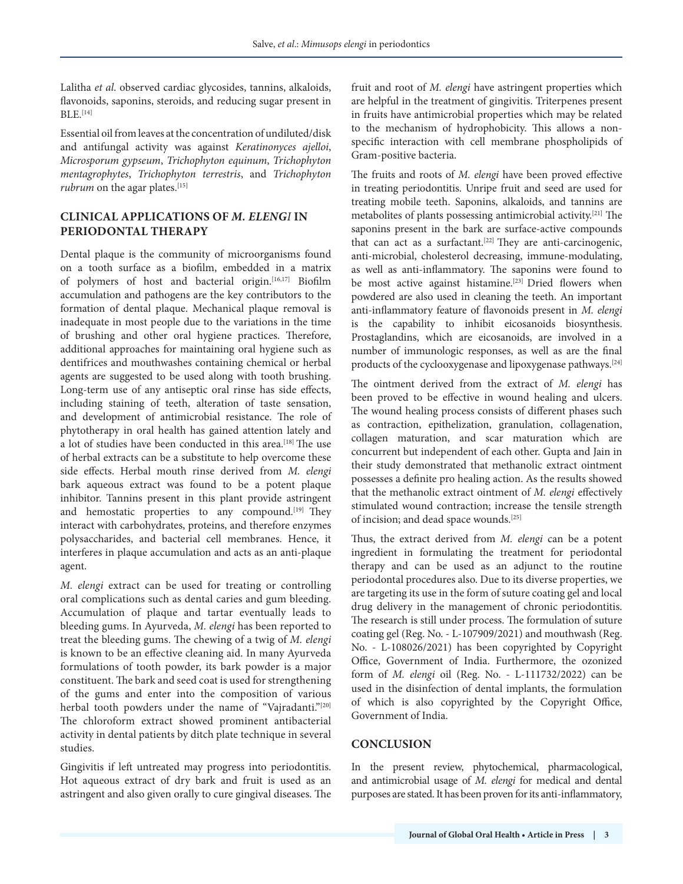Lalitha *et al.* observed cardiac glycosides, tannins, alkaloids, flavonoids, saponins, steroids, and reducing sugar present in BLE.[14]

Essential oil from leaves at the concentration of undiluted/disk and antifungal activity was against *Keratinonyces ajelloi*, *Microsporum gypseum*, *Trichophyton equinum*, *Trichophyton mentagrophytes*, *Trichophyton terrestris*, and *Trichophyton rubrum* on the agar plates.[15]

## CLINICAL APPLICATIONS OF *M. ELENGI* IN PERIODONTAL THERAPY

Dental plaque is the community of microorganisms found on a tooth surface as a biofilm, embedded in a matrix of polymers of host and bacterial origin.[16,17] Biofilm accumulation and pathogens are the key contributors to the formation of dental plaque. Mechanical plaque removal is inadequate in most people due to the variations in the time of brushing and other oral hygiene practices. Therefore, additional approaches for maintaining oral hygiene such as dentifrices and mouthwashes containing chemical or herbal agents are suggested to be used along with tooth brushing. Long-term use of any antiseptic oral rinse has side effects, including staining of teeth, alteration of taste sensation, and development of antimicrobial resistance. The role of phytotherapy in oral health has gained attention lately and a lot of studies have been conducted in this area.[18] The use of herbal extracts can be a substitute to help overcome these side effects. Herbal mouth rinse derived from *M. elengi* bark aqueous extract was found to be a potent plaque inhibitor. Tannins present in this plant provide astringent and hemostatic properties to any compound.[19] They interact with carbohydrates, proteins, and therefore enzymes polysaccharides, and bacterial cell membranes. Hence, it interferes in plaque accumulation and acts as an anti-plaque agent.

*M. elengi* extract can be used for treating or controlling oral complications such as dental caries and gum bleeding. Accumulation of plaque and tartar eventually leads to bleeding gums. In Ayurveda, *M. elengi* has been reported to treat the bleeding gums. The chewing of a twig of *M. elengi* is known to be an effective cleaning aid. In many Ayurveda formulations of tooth powder, its bark powder is a major constituent. The bark and seed coat is used for strengthening of the gums and enter into the composition of various herbal tooth powders under the name of "Vajradanti."[20] The chloroform extract showed prominent antibacterial activity in dental patients by ditch plate technique in several studies.

Gingivitis if left untreated may progress into periodontitis. Hot aqueous extract of dry bark and fruit is used as an astringent and also given orally to cure gingival diseases. The fruit and root of *M. elengi* have astringent properties which are helpful in the treatment of gingivitis. Triterpenes present in fruits have antimicrobial properties which may be related to the mechanism of hydrophobicity. This allows a non-specific interaction with cell membrane phospholipids of Gram-positive bacteria.

The fruits and roots of *M. elengi* have been proved effective in treating periodontitis. Unripe fruit and seed are used for treating mobile teeth. Saponins, alkaloids, and tannins are metabolites of plants possessing antimicrobial activity.[21] The saponins present in the bark are surface-active compounds that can act as a surfactant.[22] They are anti-carcinogenic, anti-microbial, cholesterol decreasing, immune-modulating, as well as anti-inflammatory. The saponins were found to be most active against histamine.[23] Dried flowers when powdered are also used in cleaning the teeth. An important anti-inflammatory feature of flavonoids present in *M. elengi* is the capability to inhibit eicosanoids biosynthesis. Prostaglandins, which are eicosanoids, are involved in a number of immunologic responses, as well as are the final products of the cyclooxygenase and lipoxygenase pathways.[24]

The ointment derived from the extract of *M. elengi* has been proved to be effective in wound healing and ulcers. The wound healing process consists of different phases such as contraction, epithelization, granulation, collagenation, collagen maturation, and scar maturation which are concurrent but independent of each other. Gupta and Jain in their study demonstrated that methanolic extract ointment possesses a definite pro healing action. As the results showed that the methanolic extract ointment of *M. elengi* effectively stimulated wound contraction; increase the tensile strength of incision; and dead space wounds.[25]

Thus, the extract derived from *M. elengi* can be a potent ingredient in formulating the treatment for periodontal therapy and can be used as an adjunct to the routine periodontal procedures also. Due to its diverse properties, we are targeting its use in the form of suture coating gel and local drug delivery in the management of chronic periodontitis. The research is still under process. The formulation of suture coating gel (Reg. No. - L-107909/2021) and mouthwash (Reg. No. - L-108026/2021) has been copyrighted by Copyright Office, Government of India. Furthermore, the ozonized form of *M. elengi* oil (Reg. No. - L-111732/2022) can be used in the disinfection of dental implants, the formulation of which is also copyrighted by the Copyright Office, Government of India.

## CONCLUSION

In the present review, phytochemical, pharmacological, and antimicrobial usage of *M. elengi* for medical and dental purposes are stated. It has been proven for its anti-inflammatory,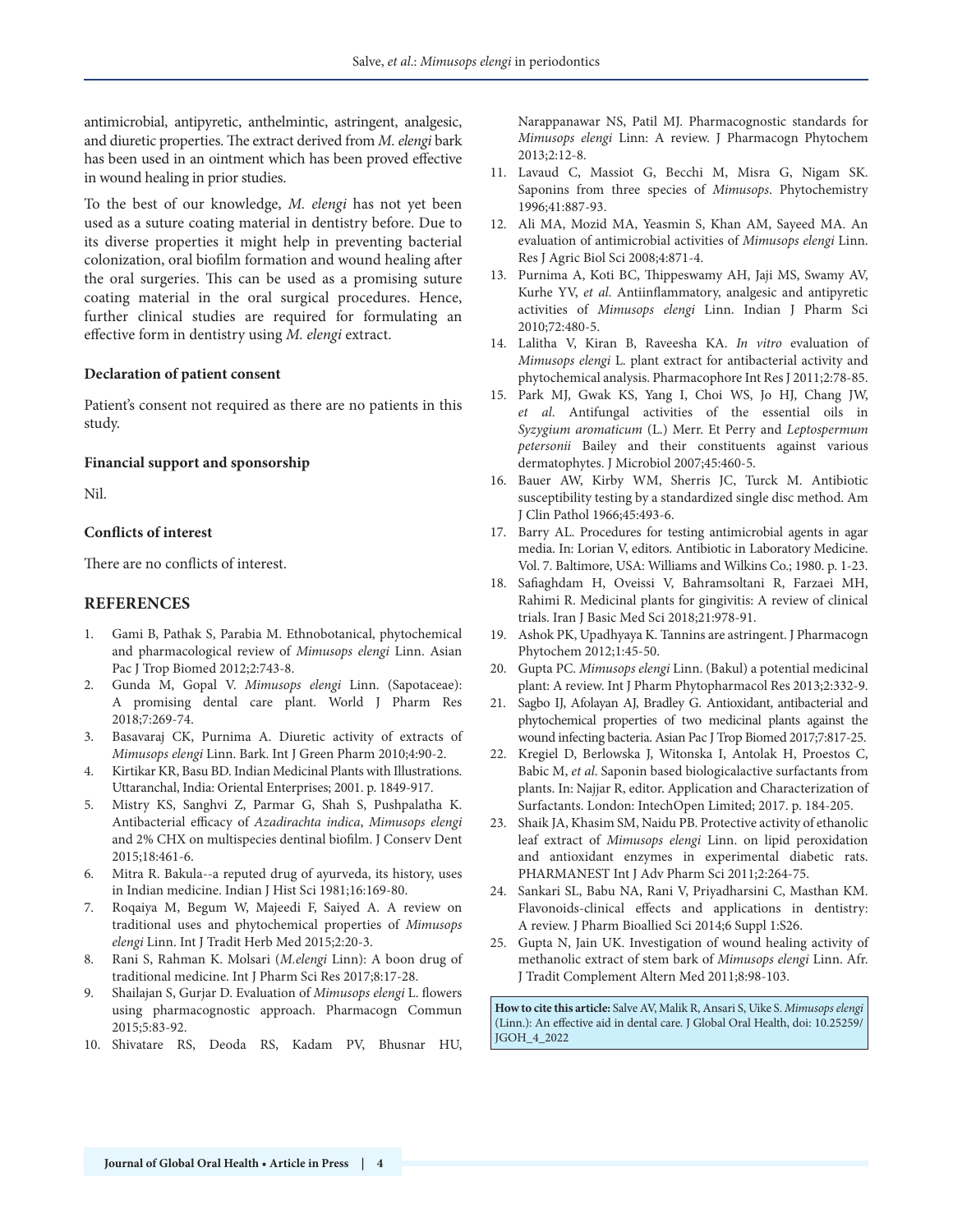antimicrobial, antipyretic, anthelmintic, astringent, analgesic, and diuretic properties. The extract derived from *M. elengi* bark has been used in an ointment which has been proved effective in wound healing in prior studies.

To the best of our knowledge, *M. elengi* has not yet been used as a suture coating material in dentistry before. Due to its diverse properties it might help in preventing bacterial colonization, oral biofilm formation and wound healing after the oral surgeries. This can be used as a promising suture coating material in the oral surgical procedures. Hence, further clinical studies are required for formulating an effective form in dentistry using *M. elengi* extract.

### Declaration of patient consent

Patient's consent not required as there are no patients in this study.

### Financial support and sponsorship

Nil.

### Conflicts of interest

There are no conflicts of interest.

## REFERENCES

1. Gami B, Pathak S, Parabia M. Ethnobotanical, phytochemical and pharmacological review of *Mimusops elengi* Linn. Asian Pac J Trop Biomed 2012;2:743-8.
2. Gunda M, Gopal V. *Mimusops elengi* Linn. (Sapotaceae): A promising dental care plant. World J Pharm Res 2018;7:269-74.
3. Basavaraj CK, Purnima A. Diuretic activity of extracts of *Mimusops elengi* Linn. Bark. Int J Green Pharm 2010;4:90-2.
4. Kirtikar KR, Basu BD. Indian Medicinal Plants with Illustrations. Uttaranchal, India: Oriental Enterprises; 2001. p. 1849-917.
5. Mistry KS, Sanghvi Z, Parmar G, Shah S, Pushpalatha K. Antibacterial efficacy of *Azadirachta indica*, *Mimusops elengi* and 2% CHX on multispecies dentinal biofilm. J Conserv Dent 2015;18:461-6.
6. Mitra R. Bakula--a reputed drug of ayurveda, its history, uses in Indian medicine. Indian J Hist Sci 1981;16:169-80.
7. Roqaiya M, Begum W, Majeedi F, Saiyed A. A review on traditional uses and phytochemical properties of *Mimusops elengi* Linn. Int J Tradit Herb Med 2015;2:20-3.
8. Rani S, Rahman K. Molsari (*M.elengi* Linn): A boon drug of traditional medicine. Int J Pharm Sci Res 2017;8:17-28.
9. Shailajan S, Gurjar D. Evaluation of *Mimusops elengi* L. flowers using pharmacognostic approach. Pharmacogn Commun 2015;5:83-92.
10. Shivatare RS, Deoda RS, Kadam PV, Bhusnar HU, Narappanawar NS, Patil MJ. Pharmacognostic standards for *Mimusops elengi* Linn: A review. J Pharmacogn Phytochem 2013;2:12-8.
11. Lavaud C, Massiot G, Becchi M, Misra G, Nigam SK. Saponins from three species of *Mimusops*. Phytochemistry 1996;41:887-93.
12. Ali MA, Mozid MA, Yeasmin S, Khan AM, Sayeed MA. An evaluation of antimicrobial activities of *Mimusops elengi* Linn. Res J Agric Biol Sci 2008;4:871-4.
13. Purnima A, Koti BC, Thippeswamy AH, Jaji MS, Swamy AV, Kurhe YV, *et al*. Antiinflammatory, analgesic and antipyretic activities of *Mimusops elengi* Linn. Indian J Pharm Sci 2010;72:480-5.
14. Lalitha V, Kiran B, Raveesha KA. *In vitro* evaluation of *Mimusops elengi* L. plant extract for antibacterial activity and phytochemical analysis. Pharmacophore Int Res J 2011;2:78-85.
15. Park MJ, Gwak KS, Yang I, Choi WS, Jo HJ, Chang JW, *et al*. Antifungal activities of the essential oils in *Syzygium aromaticum* (L.) Merr. Et Perry and *Leptospermum petersonii* Bailey and their constituents against various dermatophytes. J Microbiol 2007;45:460-5.
16. Bauer AW, Kirby WM, Sherris JC, Turck M. Antibiotic susceptibility testing by a standardized single disc method. Am J Clin Pathol 1966;45:493-6.
17. Barry AL. Procedures for testing antimicrobial agents in agar media. In: Lorian V, editors. Antibiotic in Laboratory Medicine. Vol. 7. Baltimore, USA: Williams and Wilkins Co.; 1980. p. 1-23.
18. Safiaghdam H, Oveissi V, Bahramsoltani R, Farzaei MH, Rahimi R. Medicinal plants for gingivitis: A review of clinical trials. Iran J Basic Med Sci 2018;21:978-91.
19. Ashok PK, Upadhyaya K. Tannins are astringent. J Pharmacogn Phytochem 2012;1:45-50.
20. Gupta PC. *Mimusops elengi* Linn. (Bakul) a potential medicinal plant: A review. Int J Pharm Phytopharmacol Res 2013;2:332-9.
21. Sagbo IJ, Afolayan AJ, Bradley G. Antioxidant, antibacterial and phytochemical properties of two medicinal plants against the wound infecting bacteria. Asian Pac J Trop Biomed 2017;7:817-25.
22. Kregiel D, Berlowska J, Witonska I, Antolak H, Proestos C, Babic M, *et al*. Saponin based biologicalactive surfactants from plants. In: Najjar R, editor. Application and Characterization of Surfactants. London: IntechOpen Limited; 2017. p. 184-205.
23. Shaik JA, Khasim SM, Naidu PB. Protective activity of ethanolic leaf extract of *Mimusops elengi* Linn. on lipid peroxidation and antioxidant enzymes in experimental diabetic rats. PHARMANEST Int J Adv Pharm Sci 2011;2:264-75.
24. Sankari SL, Babu NA, Rani V, Priyadharsini C, Masthan KM. Flavonoids-clinical effects and applications in dentistry: A review. J Pharm Bioallied Sci 2014;6 Suppl 1:S26.
25. Gupta N, Jain UK. Investigation of wound healing activity of methanolic extract of stem bark of *Mimusops elengi* Linn. Afr. J Tradit Complement Altern Med 2011;8:98-103.

**How to cite this article:** Salve AV, Malik R, Ansari S, Uike S. *Mimusops elengi* (Linn.): An effective aid in dental care. J Global Oral Health, doi: 10.25259/JGOH_4_2022